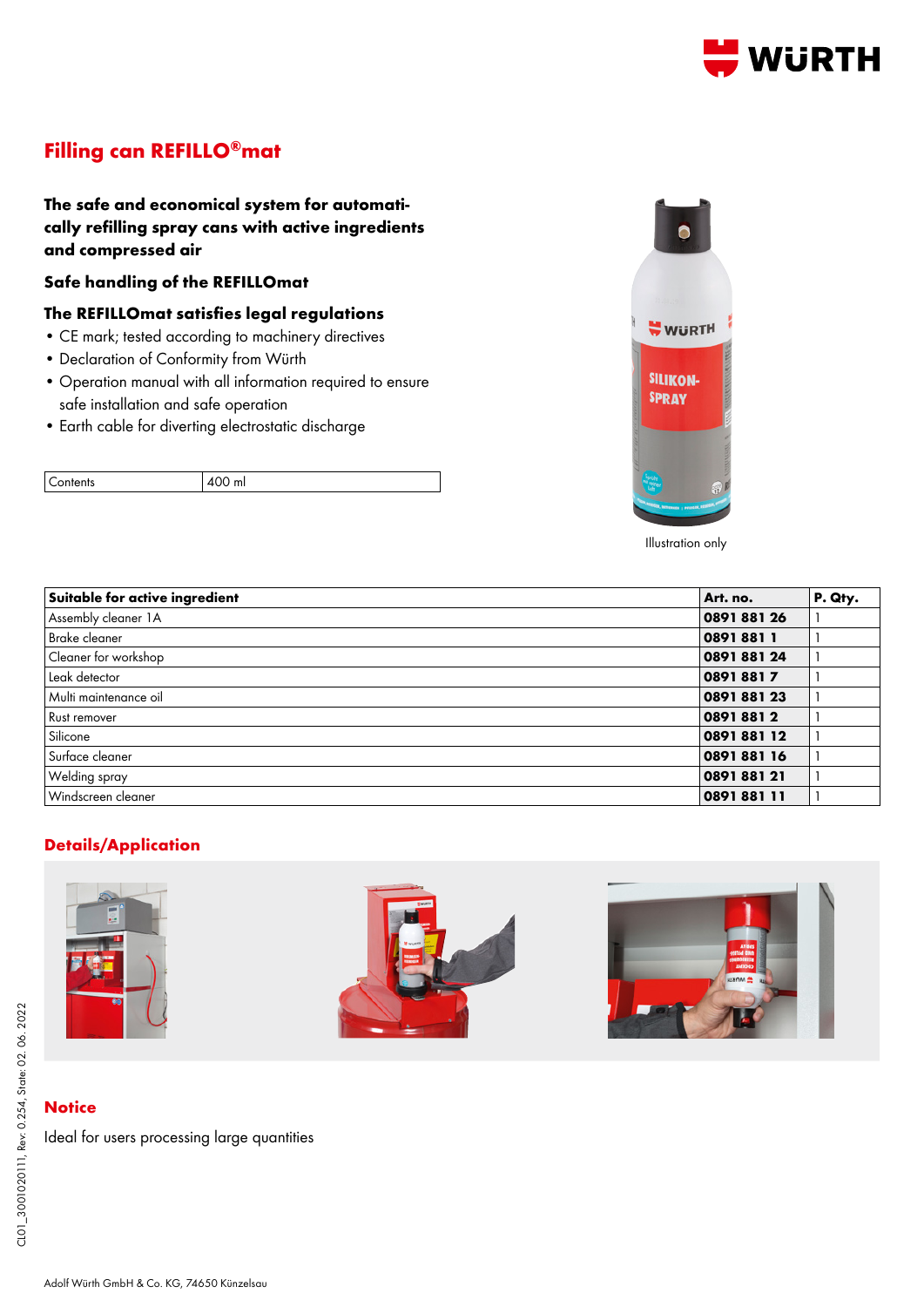# Filling can REFILLO®mat

**The safe and economical system for automatically refilling spray cans with active ingredients and compressed air**

### Safe handling of the REFILLOmat

### The REFILLOmat satisfies legal regulations

- CE mark; tested according to machinery directives
- Declaration of Conformity from Würth
- Operation manual with all information required to ensure safe installation and safe operation
- Earth cable for diverting electrostatic discharge

| Contents | 400 ml |
|---|---|

Illustration only

| Suitable for active ingredient | Art. no. | P. Qty. |
|---|---|---|
| Assembly cleaner 1A | **0891 881 26** | 1 |
| Brake cleaner | **0891 881 1** | 1 |
| Cleaner for workshop | **0891 881 24** | 1 |
| Leak detector | **0891 881 7** | 1 |
| Multi maintenance oil | **0891 881 23** | 1 |
| Rust remover | **0891 881 2** | 1 |
| Silicone | **0891 881 12** | 1 |
| Surface cleaner | **0891 881 16** | 1 |
| Welding spray | **0891 881 21** | 1 |
| Windscreen cleaner | **0891 881 11** | 1 |

## Details/Application

## Notice

Ideal for users processing large quantities

CL01_3001020111, Rev: 0.254, State: 02. 06. 2022

Adolf Würth GmbH & Co. KG, 74650 Künzelsau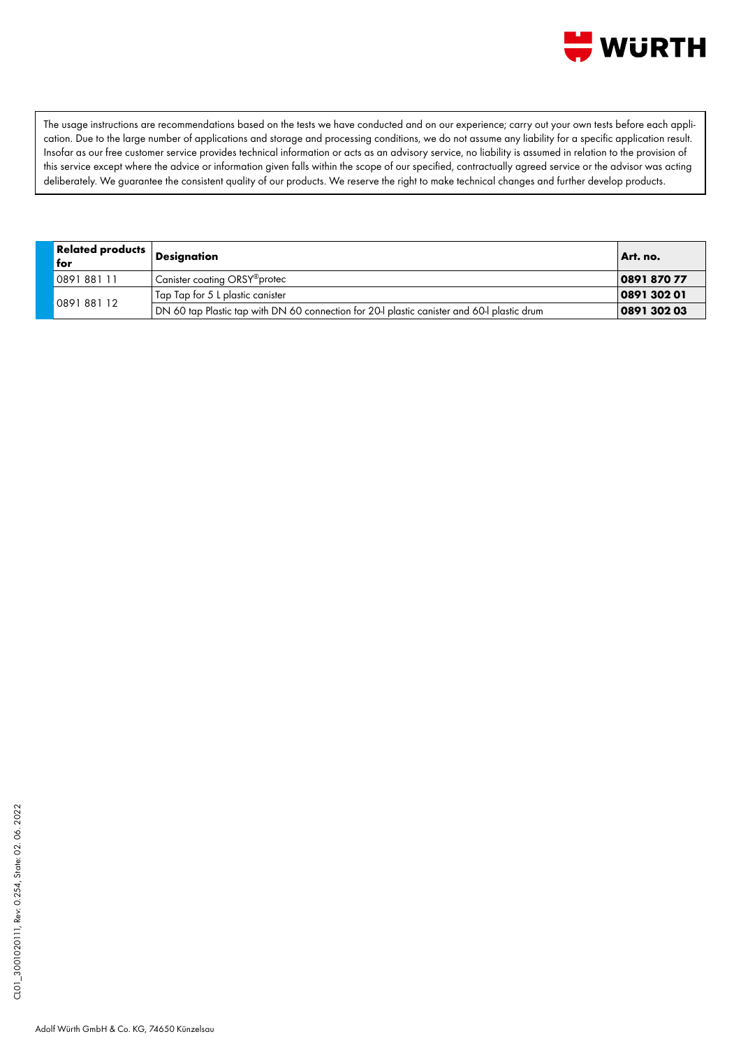The usage instructions are recommendations based on the tests we have conducted and on our experience; carry out your own tests before each application. Due to the large number of applications and storage and processing conditions, we do not assume any liability for a specific application result. Insofar as our free customer service provides technical information or acts as an advisory service, no liability is assumed in relation to the provision of this service except where the advice or information given falls within the scope of our specified, contractually agreed service or the advisor was acting deliberately. We guarantee the consistent quality of our products. We reserve the right to make technical changes and further develop products.

| **Related products for** | **Designation** | **Art. no.** |
|---|---|---|
| 0891 881 11 | Canister coating ORSY®protec | **0891 870 77** |
| 0891 881 12 | Tap Tap for 5 L plastic canister | **0891 302 01** |
| | DN 60 tap Plastic tap with DN 60 connection for 20-l plastic canister and 60-l plastic drum | **0891 302 03** |

CL01_3001020111, Rev: 0.254, State: 02. 06. 2022

Adolf Würth GmbH & Co. KG, 74650 Künzelsau